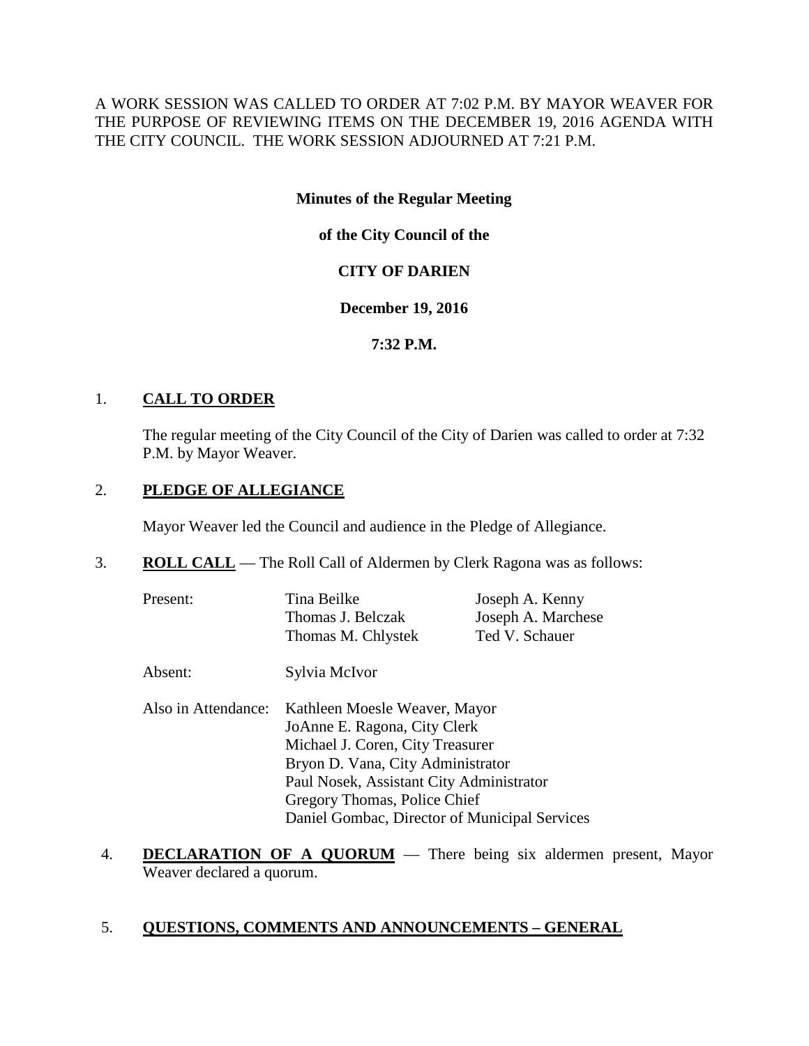A WORK SESSION WAS CALLED TO ORDER AT 7:02 P.M. BY MAYOR WEAVER FOR THE PURPOSE OF REVIEWING ITEMS ON THE DECEMBER 19, 2016 AGENDA WITH THE CITY COUNCIL. THE WORK SESSION ADJOURNED AT 7:21 P.M.

**Minutes of the Regular Meeting**

**of the City Council of the**

**CITY OF DARIEN**

**December 19, 2016**

**7:32 P.M.**

1. **CALL TO ORDER**

   The regular meeting of the City Council of the City of Darien was called to order at 7:32 P.M. by Mayor Weaver.

2. **PLEDGE OF ALLEGIANCE**

   Mayor Weaver led the Council and audience in the Pledge of Allegiance.

3. **ROLL CALL** — The Roll Call of Aldermen by Clerk Ragona was as follows:

   Present:
   - Tina Beilke
   - Thomas J. Belczak
   - Thomas M. Chlystek
   - Joseph A. Kenny
   - Joseph A. Marchese
   - Ted V. Schauer

   Absent:
   - Sylvia McIvor

   Also in Attendance:
   - Kathleen Moesle Weaver, Mayor
   - JoAnne E. Ragona, City Clerk
   - Michael J. Coren, City Treasurer
   - Bryon D. Vana, City Administrator
   - Paul Nosek, Assistant City Administrator
   - Gregory Thomas, Police Chief
   - Daniel Gombac, Director of Municipal Services

4. **DECLARATION OF A QUORUM** — There being six aldermen present, Mayor Weaver declared a quorum.

5. **QUESTIONS, COMMENTS AND ANNOUNCEMENTS – GENERAL**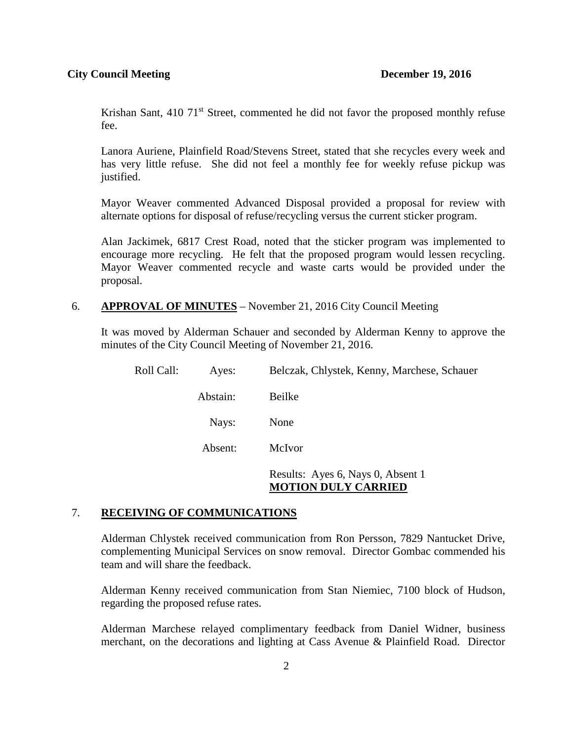Krishan Sant, 410 71st Street, commented he did not favor the proposed monthly refuse fee.

Lanora Auriene, Plainfield Road/Stevens Street, stated that she recycles every week and has very little refuse. She did not feel a monthly fee for weekly refuse pickup was justified.

Mayor Weaver commented Advanced Disposal provided a proposal for review with alternate options for disposal of refuse/recycling versus the current sticker program.

Alan Jackimek, 6817 Crest Road, noted that the sticker program was implemented to encourage more recycling. He felt that the proposed program would lessen recycling. Mayor Weaver commented recycle and waste carts would be provided under the proposal.

6. **APPROVAL OF MINUTES** – November 21, 2016 City Council Meeting

It was moved by Alderman Schauer and seconded by Alderman Kenny to approve the minutes of the City Council Meeting of November 21, 2016.

| | | |
|---|---|---|
| Roll Call: | Ayes: | Belczak, Chlystek, Kenny, Marchese, Schauer |
| | Abstain: | Beilke |
| | Nays: | None |
| | Absent: | McIvor |
| | | Results: Ayes 6, Nays 0, Absent 1 **MOTION DULY CARRIED** |

7. **RECEIVING OF COMMUNICATIONS**

Alderman Chlystek received communication from Ron Persson, 7829 Nantucket Drive, complementing Municipal Services on snow removal. Director Gombac commended his team and will share the feedback.

Alderman Kenny received communication from Stan Niemiec, 7100 block of Hudson, regarding the proposed refuse rates.

Alderman Marchese relayed complimentary feedback from Daniel Widner, business merchant, on the decorations and lighting at Cass Avenue & Plainfield Road. Director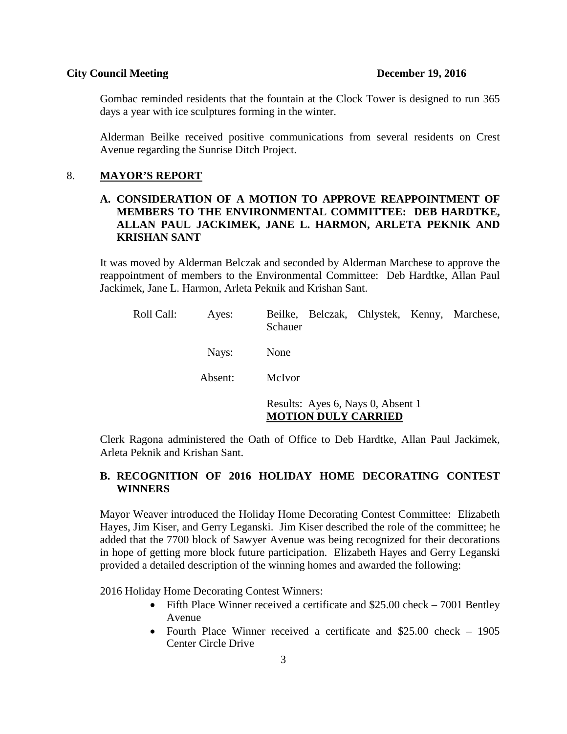Gombac reminded residents that the fountain at the Clock Tower is designed to run 365 days a year with ice sculptures forming in the winter.

Alderman Beilke received positive communications from several residents on Crest Avenue regarding the Sunrise Ditch Project.

## 8. MAYOR'S REPORT

### A. CONSIDERATION OF A MOTION TO APPROVE REAPPOINTMENT OF MEMBERS TO THE ENVIRONMENTAL COMMITTEE: DEB HARDTKE, ALLAN PAUL JACKIMEK, JANE L. HARMON, ARLETA PEKNIK AND KRISHAN SANT

It was moved by Alderman Belczak and seconded by Alderman Marchese to approve the reappointment of members to the Environmental Committee: Deb Hardtke, Allan Paul Jackimek, Jane L. Harmon, Arleta Peknik and Krishan Sant.

| Roll Call: | Ayes: | Beilke, Belczak, Chlystek, Kenny, Marchese, Schauer |
|---|---|---|
| | Nays: | None |
| | Absent: | McIvor |
| | | Results: Ayes 6, Nays 0, Absent 1 **MOTION DULY CARRIED** |

Clerk Ragona administered the Oath of Office to Deb Hardtke, Allan Paul Jackimek, Arleta Peknik and Krishan Sant.

### B. RECOGNITION OF 2016 HOLIDAY HOME DECORATING CONTEST WINNERS

Mayor Weaver introduced the Holiday Home Decorating Contest Committee: Elizabeth Hayes, Jim Kiser, and Gerry Leganski. Jim Kiser described the role of the committee; he added that the 7700 block of Sawyer Avenue was being recognized for their decorations in hope of getting more block future participation. Elizabeth Hayes and Gerry Leganski provided a detailed description of the winning homes and awarded the following:

2016 Holiday Home Decorating Contest Winners:

- Fifth Place Winner received a certificate and $25.00 check – 7001 Bentley Avenue
- Fourth Place Winner received a certificate and $25.00 check – 1905 Center Circle Drive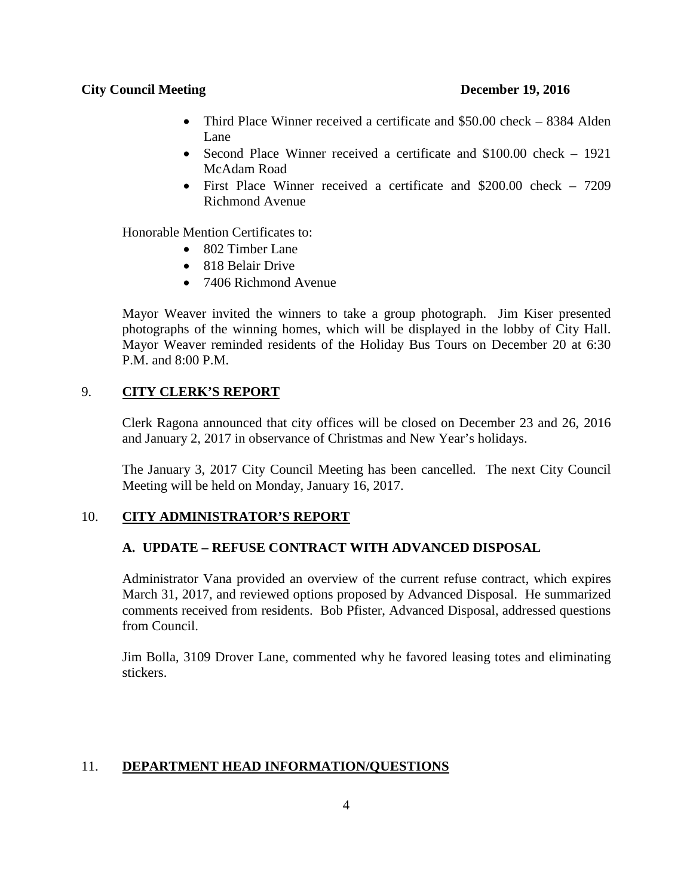- Third Place Winner received a certificate and $50.00 check – 8384 Alden Lane
- Second Place Winner received a certificate and $100.00 check – 1921 McAdam Road
- First Place Winner received a certificate and $200.00 check – 7209 Richmond Avenue

Honorable Mention Certificates to:

- 802 Timber Lane
- 818 Belair Drive
- 7406 Richmond Avenue

Mayor Weaver invited the winners to take a group photograph. Jim Kiser presented photographs of the winning homes, which will be displayed in the lobby of City Hall. Mayor Weaver reminded residents of the Holiday Bus Tours on December 20 at 6:30 P.M. and 8:00 P.M.

## 9. **CITY CLERK'S REPORT**

Clerk Ragona announced that city offices will be closed on December 23 and 26, 2016 and January 2, 2017 in observance of Christmas and New Year's holidays.

The January 3, 2017 City Council Meeting has been cancelled. The next City Council Meeting will be held on Monday, January 16, 2017.

## 10. **CITY ADMINISTRATOR'S REPORT**

### A. UPDATE – REFUSE CONTRACT WITH ADVANCED DISPOSAL

Administrator Vana provided an overview of the current refuse contract, which expires March 31, 2017, and reviewed options proposed by Advanced Disposal. He summarized comments received from residents. Bob Pfister, Advanced Disposal, addressed questions from Council.

Jim Bolla, 3109 Drover Lane, commented why he favored leasing totes and eliminating stickers.

## 11. **DEPARTMENT HEAD INFORMATION/QUESTIONS**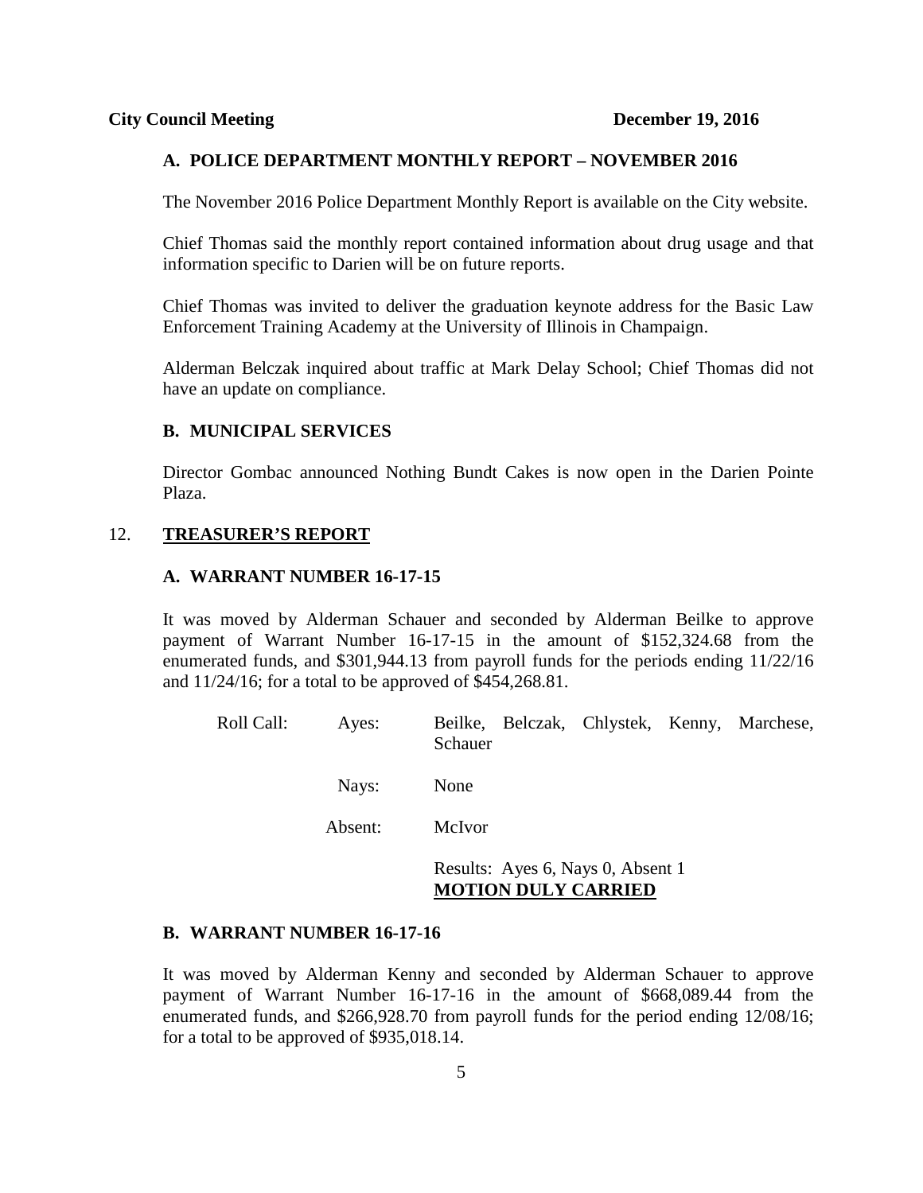**City Council Meeting December 19, 2016**

### A. POLICE DEPARTMENT MONTHLY REPORT – NOVEMBER 2016

The November 2016 Police Department Monthly Report is available on the City website.

Chief Thomas said the monthly report contained information about drug usage and that information specific to Darien will be on future reports.

Chief Thomas was invited to deliver the graduation keynote address for the Basic Law Enforcement Training Academy at the University of Illinois in Champaign.

Alderman Belczak inquired about traffic at Mark Delay School; Chief Thomas did not have an update on compliance.

### B. MUNICIPAL SERVICES

Director Gombac announced Nothing Bundt Cakes is now open in the Darien Pointe Plaza.

## 12. TREASURER'S REPORT

### A. WARRANT NUMBER 16-17-15

It was moved by Alderman Schauer and seconded by Alderman Beilke to approve payment of Warrant Number 16-17-15 in the amount of $152,324.68 from the enumerated funds, and $301,944.13 from payroll funds for the periods ending 11/22/16 and 11/24/16; for a total to be approved of $454,268.81.

Roll Call: Ayes: Beilke, Belczak, Chlystek, Kenny, Marchese, Schauer

Nays: None

Absent: McIvor

Results: Ayes 6, Nays 0, Absent 1
**MOTION DULY CARRIED**

### B. WARRANT NUMBER 16-17-16

It was moved by Alderman Kenny and seconded by Alderman Schauer to approve payment of Warrant Number 16-17-16 in the amount of $668,089.44 from the enumerated funds, and $266,928.70 from payroll funds for the period ending 12/08/16; for a total to be approved of $935,018.14.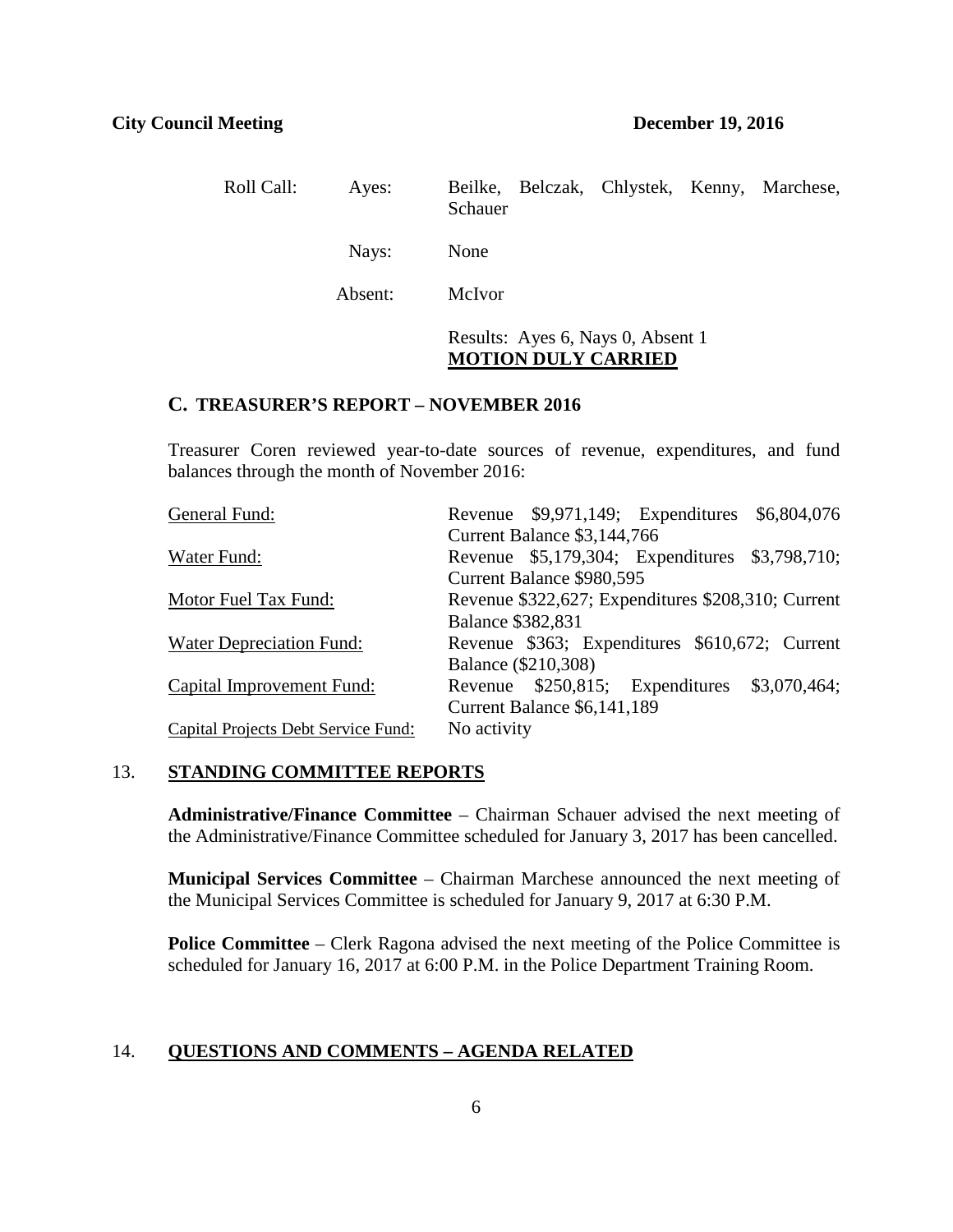Roll Call: Ayes: Beilke, Belczak, Chlystek, Kenny, Marchese, Schauer

Nays: None

Absent: McIvor

Results: Ayes 6, Nays 0, Absent 1
**MOTION DULY CARRIED**

### C. TREASURER'S REPORT – NOVEMBER 2016

Treasurer Coren reviewed year-to-date sources of revenue, expenditures, and fund balances through the month of November 2016:

| | |
|---|---|
| General Fund: | Revenue $9,971,149; Expenditures $6,804,076 Current Balance $3,144,766 |
| Water Fund: | Revenue $5,179,304; Expenditures $3,798,710; Current Balance $980,595 |
| Motor Fuel Tax Fund: | Revenue $322,627; Expenditures $208,310; Current Balance $382,831 |
| Water Depreciation Fund: | Revenue $363; Expenditures $610,672; Current Balance ($210,308) |
| Capital Improvement Fund: | Revenue $250,815; Expenditures $3,070,464; Current Balance $6,141,189 |
| Capital Projects Debt Service Fund: | No activity |

## 13. STANDING COMMITTEE REPORTS

**Administrative/Finance Committee** – Chairman Schauer advised the next meeting of the Administrative/Finance Committee scheduled for January 3, 2017 has been cancelled.

**Municipal Services Committee** – Chairman Marchese announced the next meeting of the Municipal Services Committee is scheduled for January 9, 2017 at 6:30 P.M.

**Police Committee** – Clerk Ragona advised the next meeting of the Police Committee is scheduled for January 16, 2017 at 6:00 P.M. in the Police Department Training Room.

## 14. QUESTIONS AND COMMENTS – AGENDA RELATED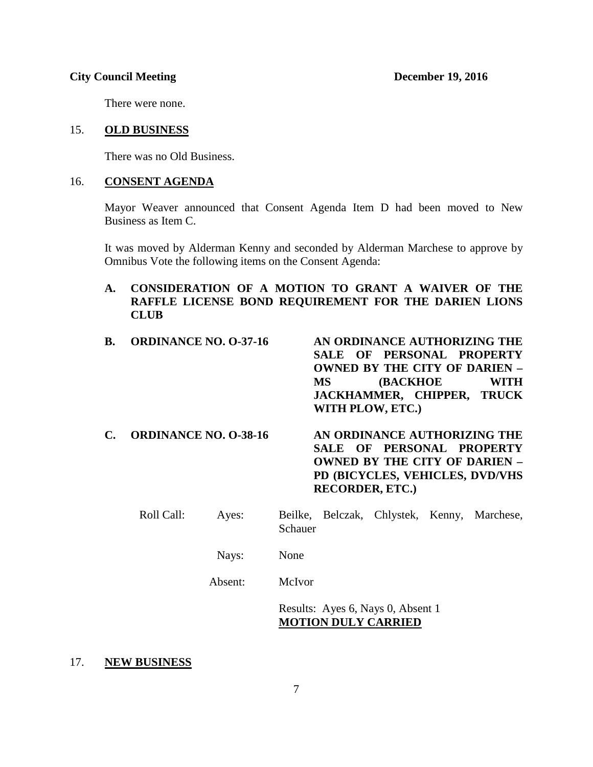There were none.

## 15. **OLD BUSINESS**

There was no Old Business.

## 16. **CONSENT AGENDA**

Mayor Weaver announced that Consent Agenda Item D had been moved to New Business as Item C.

It was moved by Alderman Kenny and seconded by Alderman Marchese to approve by Omnibus Vote the following items on the Consent Agenda:

**A. CONSIDERATION OF A MOTION TO GRANT A WAIVER OF THE RAFFLE LICENSE BOND REQUIREMENT FOR THE DARIEN LIONS CLUB**

**B. ORDINANCE NO. O-37-16** — **AN ORDINANCE AUTHORIZING THE SALE OF PERSONAL PROPERTY OWNED BY THE CITY OF DARIEN – MS (BACKHOE WITH JACKHAMMER, CHIPPER, TRUCK WITH PLOW, ETC.)**

**C. ORDINANCE NO. O-38-16** — **AN ORDINANCE AUTHORIZING THE SALE OF PERSONAL PROPERTY OWNED BY THE CITY OF DARIEN – PD (BICYCLES, VEHICLES, DVD/VHS RECORDER, ETC.)**

Roll Call:
- Ayes: Beilke, Belczak, Chlystek, Kenny, Marchese, Schauer
- Nays: None
- Absent: McIvor

Results: Ayes 6, Nays 0, Absent 1
**MOTION DULY CARRIED**

## 17. **NEW BUSINESS**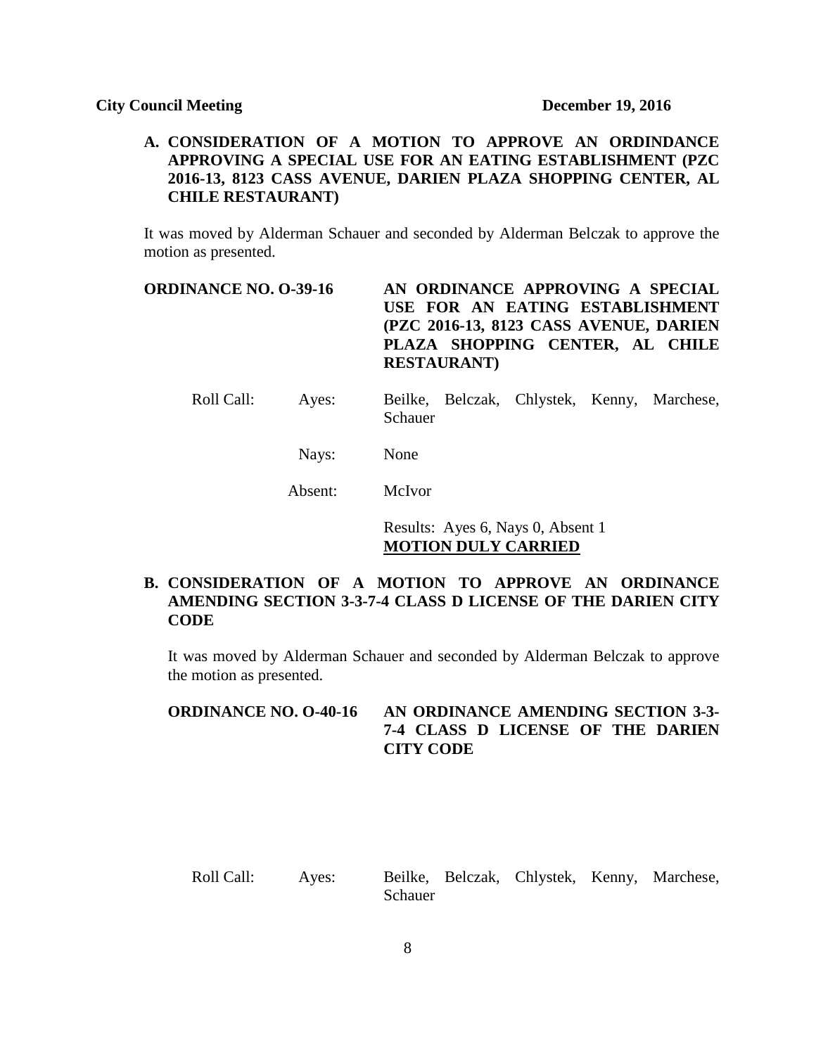**A. CONSIDERATION OF A MOTION TO APPROVE AN ORDINDANCE APPROVING A SPECIAL USE FOR AN EATING ESTABLISHMENT (PZC 2016-13, 8123 CASS AVENUE, DARIEN PLAZA SHOPPING CENTER, AL CHILE RESTAURANT)**

It was moved by Alderman Schauer and seconded by Alderman Belczak to approve the motion as presented.

**ORDINANCE NO. O-39-16** **AN ORDINANCE APPROVING A SPECIAL USE FOR AN EATING ESTABLISHMENT (PZC 2016-13, 8123 CASS AVENUE, DARIEN PLAZA SHOPPING CENTER, AL CHILE RESTAURANT)**

Roll Call: Ayes: Beilke, Belczak, Chlystek, Kenny, Marchese, Schauer

Nays: None

Absent: McIvor

Results: Ayes 6, Nays 0, Absent 1
**MOTION DULY CARRIED**

**B. CONSIDERATION OF A MOTION TO APPROVE AN ORDINANCE AMENDING SECTION 3-3-7-4 CLASS D LICENSE OF THE DARIEN CITY CODE**

It was moved by Alderman Schauer and seconded by Alderman Belczak to approve the motion as presented.

**ORDINANCE NO. O-40-16** **AN ORDINANCE AMENDING SECTION 3-3-7-4 CLASS D LICENSE OF THE DARIEN CITY CODE**

Roll Call: Ayes: Beilke, Belczak, Chlystek, Kenny, Marchese, Schauer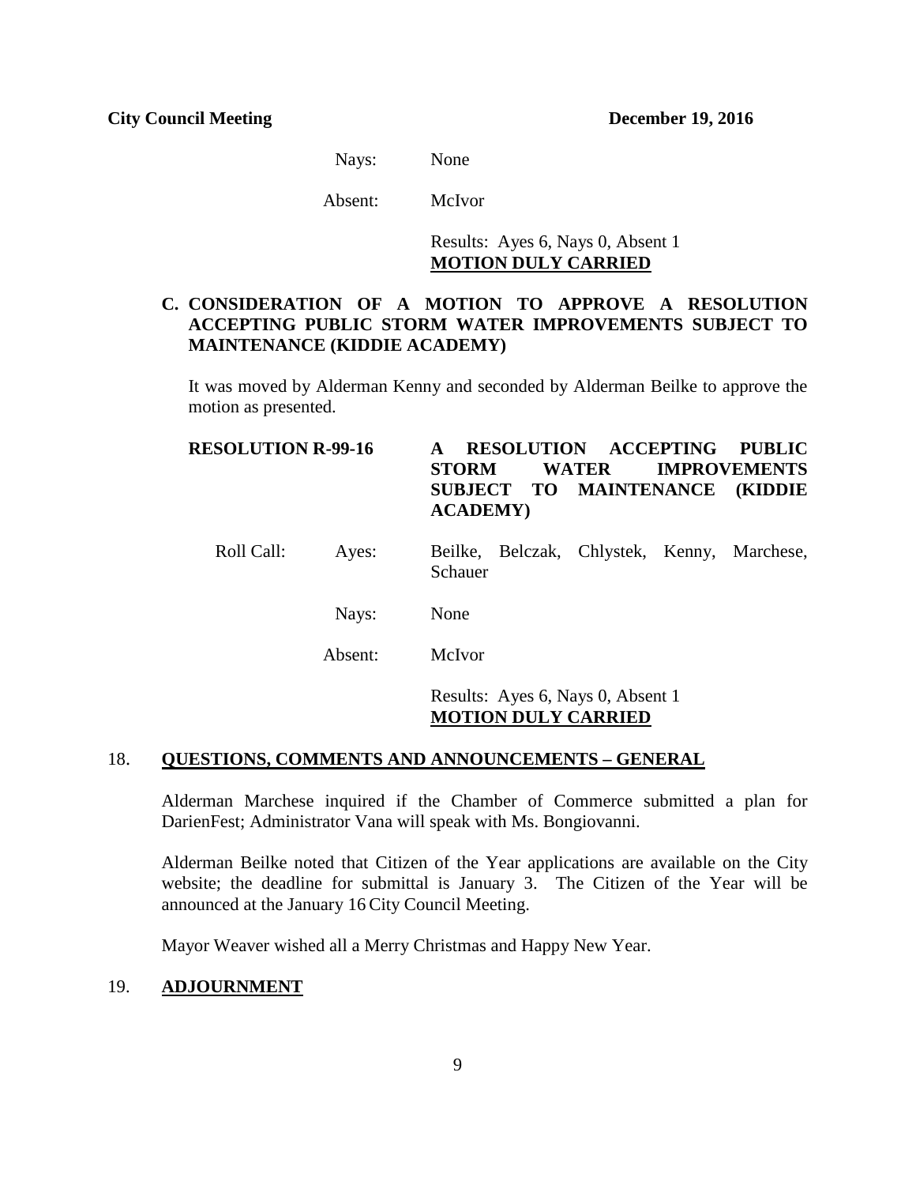Nays: None

Absent: McIvor

Results: Ayes 6, Nays 0, Absent 1
**MOTION DULY CARRIED**

**C. CONSIDERATION OF A MOTION TO APPROVE A RESOLUTION ACCEPTING PUBLIC STORM WATER IMPROVEMENTS SUBJECT TO MAINTENANCE (KIDDIE ACADEMY)**

It was moved by Alderman Kenny and seconded by Alderman Beilke to approve the motion as presented.

**RESOLUTION R-99-16** **A RESOLUTION ACCEPTING PUBLIC STORM WATER IMPROVEMENTS SUBJECT TO MAINTENANCE (KIDDIE ACADEMY)**

Roll Call: Ayes: Beilke, Belczak, Chlystek, Kenny, Marchese, Schauer

Nays: None

Absent: McIvor

Results: Ayes 6, Nays 0, Absent 1
**MOTION DULY CARRIED**

## 18. QUESTIONS, COMMENTS AND ANNOUNCEMENTS – GENERAL

Alderman Marchese inquired if the Chamber of Commerce submitted a plan for DarienFest; Administrator Vana will speak with Ms. Bongiovanni.

Alderman Beilke noted that Citizen of the Year applications are available on the City website; the deadline for submittal is January 3. The Citizen of the Year will be announced at the January 16 City Council Meeting.

Mayor Weaver wished all a Merry Christmas and Happy New Year.

## 19. ADJOURNMENT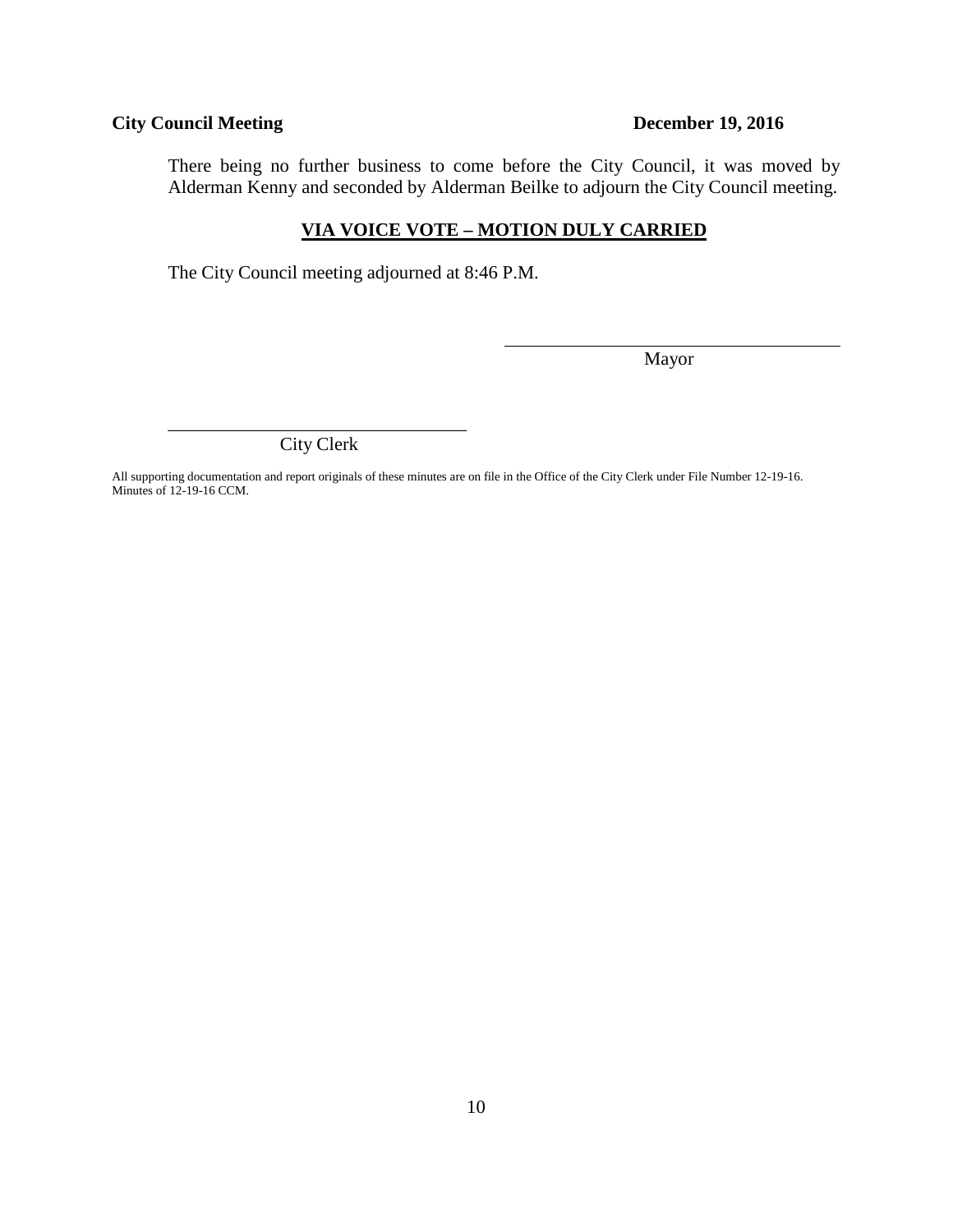There being no further business to come before the City Council, it was moved by Alderman Kenny and seconded by Alderman Beilke to adjourn the City Council meeting.

**VIA VOICE VOTE – MOTION DULY CARRIED**

The City Council meeting adjourned at 8:46 P.M.

\_\_\_\_\_\_\_\_\_\_\_\_\_\_\_\_\_\_\_\_\_\_\_\_\_\_\_\_\_\_\_\_\_\_\_\_\_\_
Mayor

\_\_\_\_\_\_\_\_\_\_\_\_\_\_\_\_\_\_\_\_\_\_\_\_\_\_\_\_\_\_\_\_\_\_
City Clerk

All supporting documentation and report originals of these minutes are on file in the Office of the City Clerk under File Number 12-19-16.
Minutes of 12-19-16 CCM.